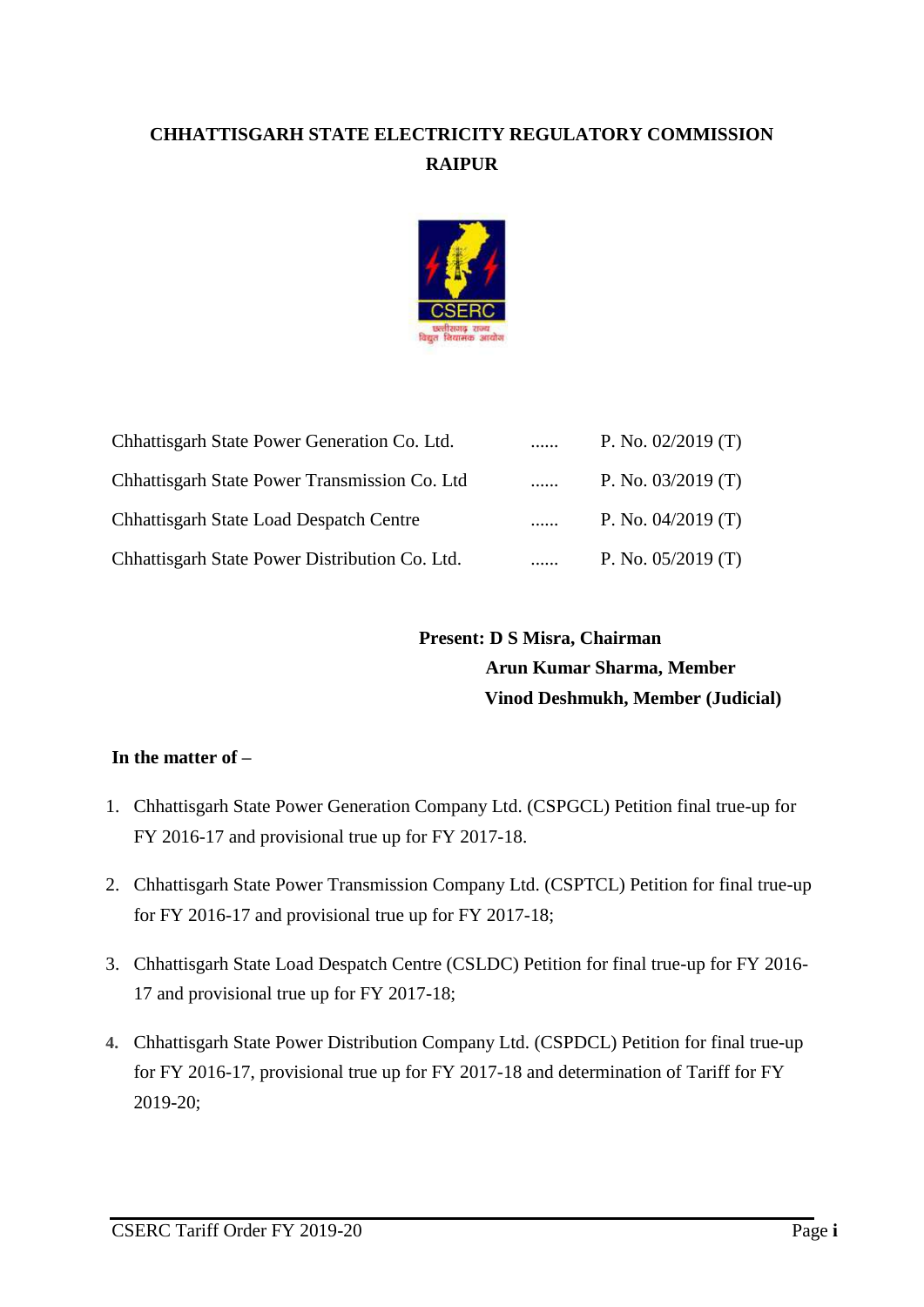# CHHATTISGARH STATE ELECTRICITY REGULATORY COMMISSION
## RAIPUR

| | | |
|---|---|---|
| Chhattisgarh State Power Generation Co. Ltd. | ...... | P. No. 02/2019 (T) |
| Chhattisgarh State Power Transmission Co. Ltd | ...... | P. No. 03/2019 (T) |
| Chhattisgarh State Load Despatch Centre | ...... | P. No. 04/2019 (T) |
| Chhattisgarh State Power Distribution Co. Ltd. | ...... | P. No. 05/2019 (T) |

**Present: D S Misra, Chairman**
**Arun Kumar Sharma, Member**
**Vinod Deshmukh, Member (Judicial)**

**In the matter of –**

1. Chhattisgarh State Power Generation Company Ltd. (CSPGCL) Petition final true-up for FY 2016-17 and provisional true up for FY 2017-18.
2. Chhattisgarh State Power Transmission Company Ltd. (CSPTCL) Petition for final true-up for FY 2016-17 and provisional true up for FY 2017-18;
3. Chhattisgarh State Load Despatch Centre (CSLDC) Petition for final true-up for FY 2016-17 and provisional true up for FY 2017-18;
4. Chhattisgarh State Power Distribution Company Ltd. (CSPDCL) Petition for final true-up for FY 2016-17, provisional true up for FY 2017-18 and determination of Tariff for FY 2019-20;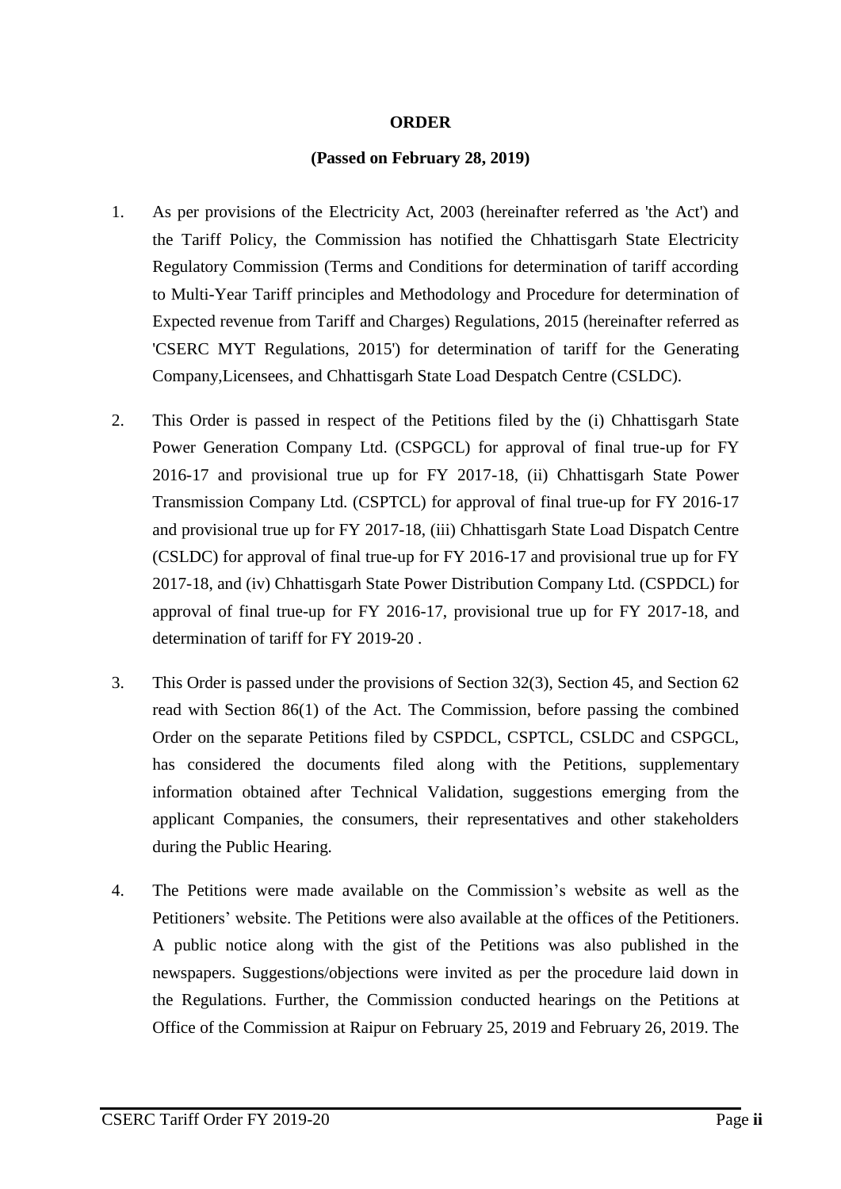**ORDER**

**(Passed on February 28, 2019)**

1. As per provisions of the Electricity Act, 2003 (hereinafter referred as 'the Act') and the Tariff Policy, the Commission has notified the Chhattisgarh State Electricity Regulatory Commission (Terms and Conditions for determination of tariff according to Multi-Year Tariff principles and Methodology and Procedure for determination of Expected revenue from Tariff and Charges) Regulations, 2015 (hereinafter referred as 'CSERC MYT Regulations, 2015') for determination of tariff for the Generating Company,Licensees, and Chhattisgarh State Load Despatch Centre (CSLDC).

2. This Order is passed in respect of the Petitions filed by the (i) Chhattisgarh State Power Generation Company Ltd. (CSPGCL) for approval of final true-up for FY 2016-17 and provisional true up for FY 2017-18, (ii) Chhattisgarh State Power Transmission Company Ltd. (CSPTCL) for approval of final true-up for FY 2016-17 and provisional true up for FY 2017-18, (iii) Chhattisgarh State Load Dispatch Centre (CSLDC) for approval of final true-up for FY 2016-17 and provisional true up for FY 2017-18, and (iv) Chhattisgarh State Power Distribution Company Ltd. (CSPDCL) for approval of final true-up for FY 2016-17, provisional true up for FY 2017-18, and determination of tariff for FY 2019-20 .

3. This Order is passed under the provisions of Section 32(3), Section 45, and Section 62 read with Section 86(1) of the Act. The Commission, before passing the combined Order on the separate Petitions filed by CSPDCL, CSPTCL, CSLDC and CSPGCL, has considered the documents filed along with the Petitions, supplementary information obtained after Technical Validation, suggestions emerging from the applicant Companies, the consumers, their representatives and other stakeholders during the Public Hearing.

4. The Petitions were made available on the Commission's website as well as the Petitioners' website. The Petitions were also available at the offices of the Petitioners. A public notice along with the gist of the Petitions was also published in the newspapers. Suggestions/objections were invited as per the procedure laid down in the Regulations. Further, the Commission conducted hearings on the Petitions at Office of the Commission at Raipur on February 25, 2019 and February 26, 2019. The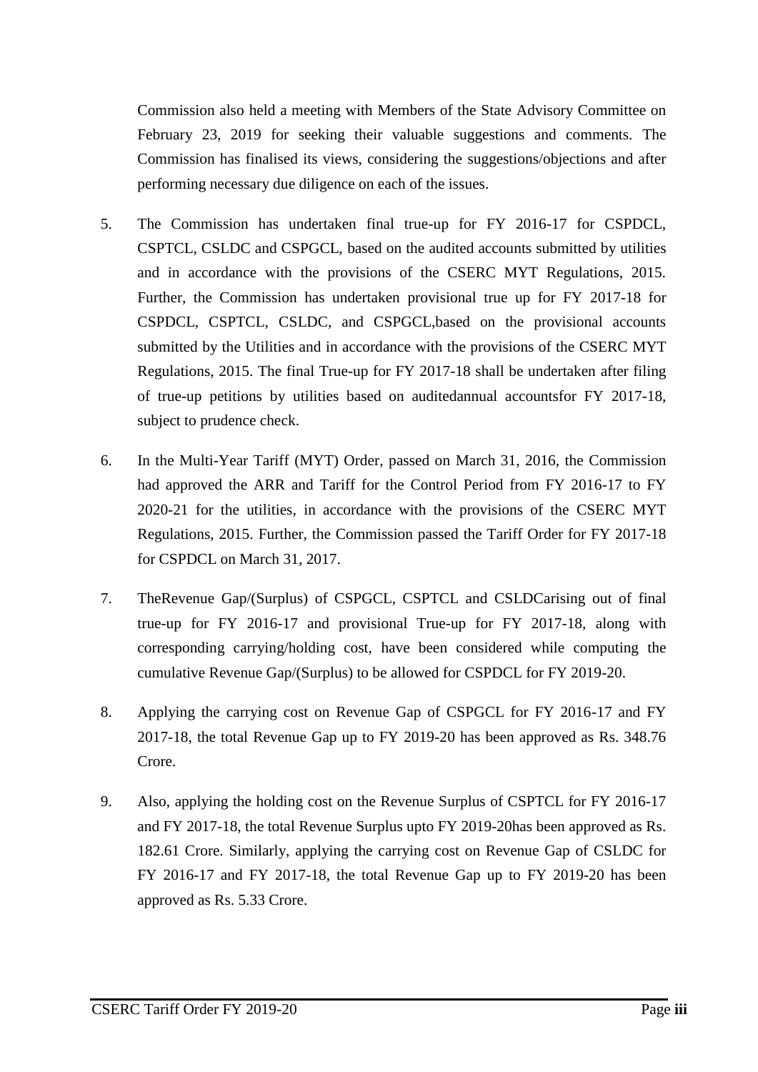Commission also held a meeting with Members of the State Advisory Committee on February 23, 2019 for seeking their valuable suggestions and comments. The Commission has finalised its views, considering the suggestions/objections and after performing necessary due diligence on each of the issues.

5. The Commission has undertaken final true-up for FY 2016-17 for CSPDCL, CSPTCL, CSLDC and CSPGCL, based on the audited accounts submitted by utilities and in accordance with the provisions of the CSERC MYT Regulations, 2015. Further, the Commission has undertaken provisional true up for FY 2017-18 for CSPDCL, CSPTCL, CSLDC, and CSPGCL,based on the provisional accounts submitted by the Utilities and in accordance with the provisions of the CSERC MYT Regulations, 2015. The final True-up for FY 2017-18 shall be undertaken after filing of true-up petitions by utilities based on auditedannual accountsfor FY 2017-18, subject to prudence check.

6. In the Multi-Year Tariff (MYT) Order, passed on March 31, 2016, the Commission had approved the ARR and Tariff for the Control Period from FY 2016-17 to FY 2020-21 for the utilities, in accordance with the provisions of the CSERC MYT Regulations, 2015. Further, the Commission passed the Tariff Order for FY 2017-18 for CSPDCL on March 31, 2017.

7. TheRevenue Gap/(Surplus) of CSPGCL, CSPTCL and CSLDCarising out of final true-up for FY 2016-17 and provisional True-up for FY 2017-18, along with corresponding carrying/holding cost, have been considered while computing the cumulative Revenue Gap/(Surplus) to be allowed for CSPDCL for FY 2019-20.

8. Applying the carrying cost on Revenue Gap of CSPGCL for FY 2016-17 and FY 2017-18, the total Revenue Gap up to FY 2019-20 has been approved as Rs. 348.76 Crore.

9. Also, applying the holding cost on the Revenue Surplus of CSPTCL for FY 2016-17 and FY 2017-18, the total Revenue Surplus upto FY 2019-20has been approved as Rs. 182.61 Crore. Similarly, applying the carrying cost on Revenue Gap of CSLDC for FY 2016-17 and FY 2017-18, the total Revenue Gap up to FY 2019-20 has been approved as Rs. 5.33 Crore.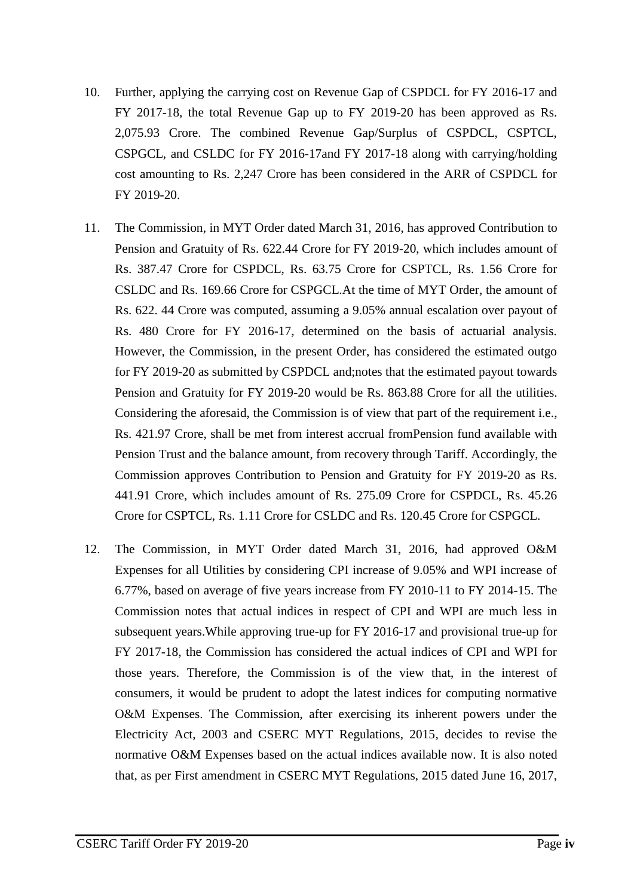10. Further, applying the carrying cost on Revenue Gap of CSPDCL for FY 2016-17 and FY 2017-18, the total Revenue Gap up to FY 2019-20 has been approved as Rs. 2,075.93 Crore. The combined Revenue Gap/Surplus of CSPDCL, CSPTCL, CSPGCL, and CSLDC for FY 2016-17and FY 2017-18 along with carrying/holding cost amounting to Rs. 2,247 Crore has been considered in the ARR of CSPDCL for FY 2019-20.

11. The Commission, in MYT Order dated March 31, 2016, has approved Contribution to Pension and Gratuity of Rs. 622.44 Crore for FY 2019-20, which includes amount of Rs. 387.47 Crore for CSPDCL, Rs. 63.75 Crore for CSPTCL, Rs. 1.56 Crore for CSLDC and Rs. 169.66 Crore for CSPGCL.At the time of MYT Order, the amount of Rs. 622. 44 Crore was computed, assuming a 9.05% annual escalation over payout of Rs. 480 Crore for FY 2016-17, determined on the basis of actuarial analysis. However, the Commission, in the present Order, has considered the estimated outgo for FY 2019-20 as submitted by CSPDCL and;notes that the estimated payout towards Pension and Gratuity for FY 2019-20 would be Rs. 863.88 Crore for all the utilities. Considering the aforesaid, the Commission is of view that part of the requirement i.e., Rs. 421.97 Crore, shall be met from interest accrual fromPension fund available with Pension Trust and the balance amount, from recovery through Tariff. Accordingly, the Commission approves Contribution to Pension and Gratuity for FY 2019-20 as Rs. 441.91 Crore, which includes amount of Rs. 275.09 Crore for CSPDCL, Rs. 45.26 Crore for CSPTCL, Rs. 1.11 Crore for CSLDC and Rs. 120.45 Crore for CSPGCL.

12. The Commission, in MYT Order dated March 31, 2016, had approved O&M Expenses for all Utilities by considering CPI increase of 9.05% and WPI increase of 6.77%, based on average of five years increase from FY 2010-11 to FY 2014-15. The Commission notes that actual indices in respect of CPI and WPI are much less in subsequent years.While approving true-up for FY 2016-17 and provisional true-up for FY 2017-18, the Commission has considered the actual indices of CPI and WPI for those years. Therefore, the Commission is of the view that, in the interest of consumers, it would be prudent to adopt the latest indices for computing normative O&M Expenses. The Commission, after exercising its inherent powers under the Electricity Act, 2003 and CSERC MYT Regulations, 2015, decides to revise the normative O&M Expenses based on the actual indices available now. It is also noted that, as per First amendment in CSERC MYT Regulations, 2015 dated June 16, 2017,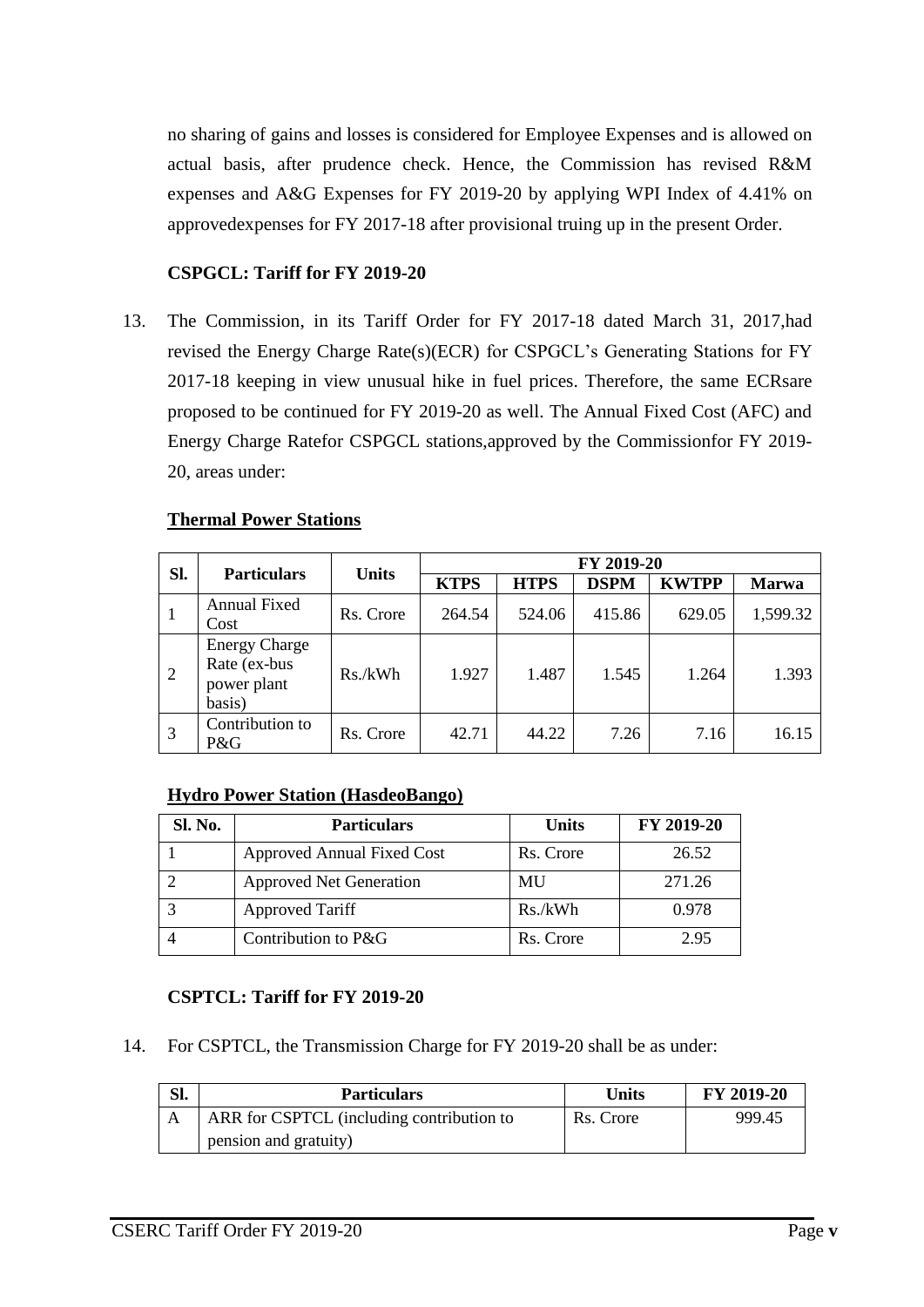no sharing of gains and losses is considered for Employee Expenses and is allowed on actual basis, after prudence check. Hence, the Commission has revised R&M expenses and A&G Expenses for FY 2019-20 by applying WPI Index of 4.41% on approvedexpenses for FY 2017-18 after provisional truing up in the present Order.

**CSPGCL: Tariff for FY 2019-20**

13. The Commission, in its Tariff Order for FY 2017-18 dated March 31, 2017,had revised the Energy Charge Rate(s)(ECR) for CSPGCL's Generating Stations for FY 2017-18 keeping in view unusual hike in fuel prices. Therefore, the same ECRsare proposed to be continued for FY 2019-20 as well. The Annual Fixed Cost (AFC) and Energy Charge Ratefor CSPGCL stations,approved by the Commissionfor FY 2019-20, areas under:

**Thermal Power Stations**

| Sl. | Particulars | Units | FY 2019-20 | | | | |
|---|---|---|---|---|---|---|---|
| | | | KTPS | HTPS | DSPM | KWTPP | Marwa |
| 1 | Annual Fixed Cost | Rs. Crore | 264.54 | 524.06 | 415.86 | 629.05 | 1,599.32 |
| 2 | Energy Charge Rate (ex-bus power plant basis) | Rs./kWh | 1.927 | 1.487 | 1.545 | 1.264 | 1.393 |
| 3 | Contribution to P&G | Rs. Crore | 42.71 | 44.22 | 7.26 | 7.16 | 16.15 |

**Hydro Power Station (HasdeoBango)**

| Sl. No. | Particulars | Units | FY 2019-20 |
|---|---|---|---|
| 1 | Approved Annual Fixed Cost | Rs. Crore | 26.52 |
| 2 | Approved Net Generation | MU | 271.26 |
| 3 | Approved Tariff | Rs./kWh | 0.978 |
| 4 | Contribution to P&G | Rs. Crore | 2.95 |

**CSPTCL: Tariff for FY 2019-20**

14. For CSPTCL, the Transmission Charge for FY 2019-20 shall be as under:

| Sl. | Particulars | Units | FY 2019-20 |
|---|---|---|---|
| A | ARR for CSPTCL (including contribution to pension and gratuity) | Rs. Crore | 999.45 |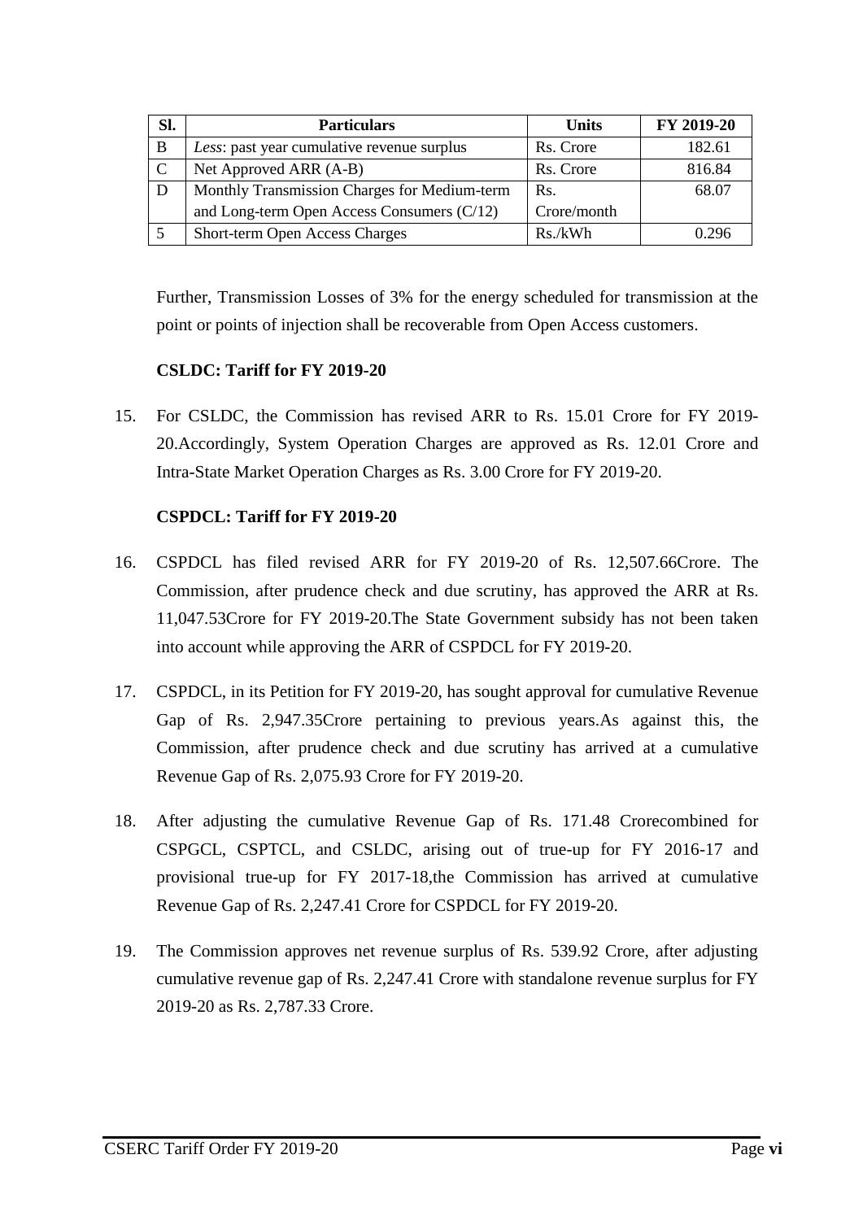| Sl. | Particulars | Units | FY 2019-20 |
|---|---|---|---|
| B | *Less*: past year cumulative revenue surplus | Rs. Crore | 182.61 |
| C | Net Approved ARR (A-B) | Rs. Crore | 816.84 |
| D | Monthly Transmission Charges for Medium-term and Long-term Open Access Consumers (C/12) | Rs. Crore/month | 68.07 |
| 5 | Short-term Open Access Charges | Rs./kWh | 0.296 |

Further, Transmission Losses of 3% for the energy scheduled for transmission at the point or points of injection shall be recoverable from Open Access customers.

**CSLDC: Tariff for FY 2019-20**

15. For CSLDC, the Commission has revised ARR to Rs. 15.01 Crore for FY 2019-20.Accordingly, System Operation Charges are approved as Rs. 12.01 Crore and Intra-State Market Operation Charges as Rs. 3.00 Crore for FY 2019-20.

**CSPDCL: Tariff for FY 2019-20**

16. CSPDCL has filed revised ARR for FY 2019-20 of Rs. 12,507.66Crore. The Commission, after prudence check and due scrutiny, has approved the ARR at Rs. 11,047.53Crore for FY 2019-20.The State Government subsidy has not been taken into account while approving the ARR of CSPDCL for FY 2019-20.

17. CSPDCL, in its Petition for FY 2019-20, has sought approval for cumulative Revenue Gap of Rs. 2,947.35Crore pertaining to previous years.As against this, the Commission, after prudence check and due scrutiny has arrived at a cumulative Revenue Gap of Rs. 2,075.93 Crore for FY 2019-20.

18. After adjusting the cumulative Revenue Gap of Rs. 171.48 Crorecombined for CSPGCL, CSPTCL, and CSLDC, arising out of true-up for FY 2016-17 and provisional true-up for FY 2017-18,the Commission has arrived at cumulative Revenue Gap of Rs. 2,247.41 Crore for CSPDCL for FY 2019-20.

19. The Commission approves net revenue surplus of Rs. 539.92 Crore, after adjusting cumulative revenue gap of Rs. 2,247.41 Crore with standalone revenue surplus for FY 2019-20 as Rs. 2,787.33 Crore.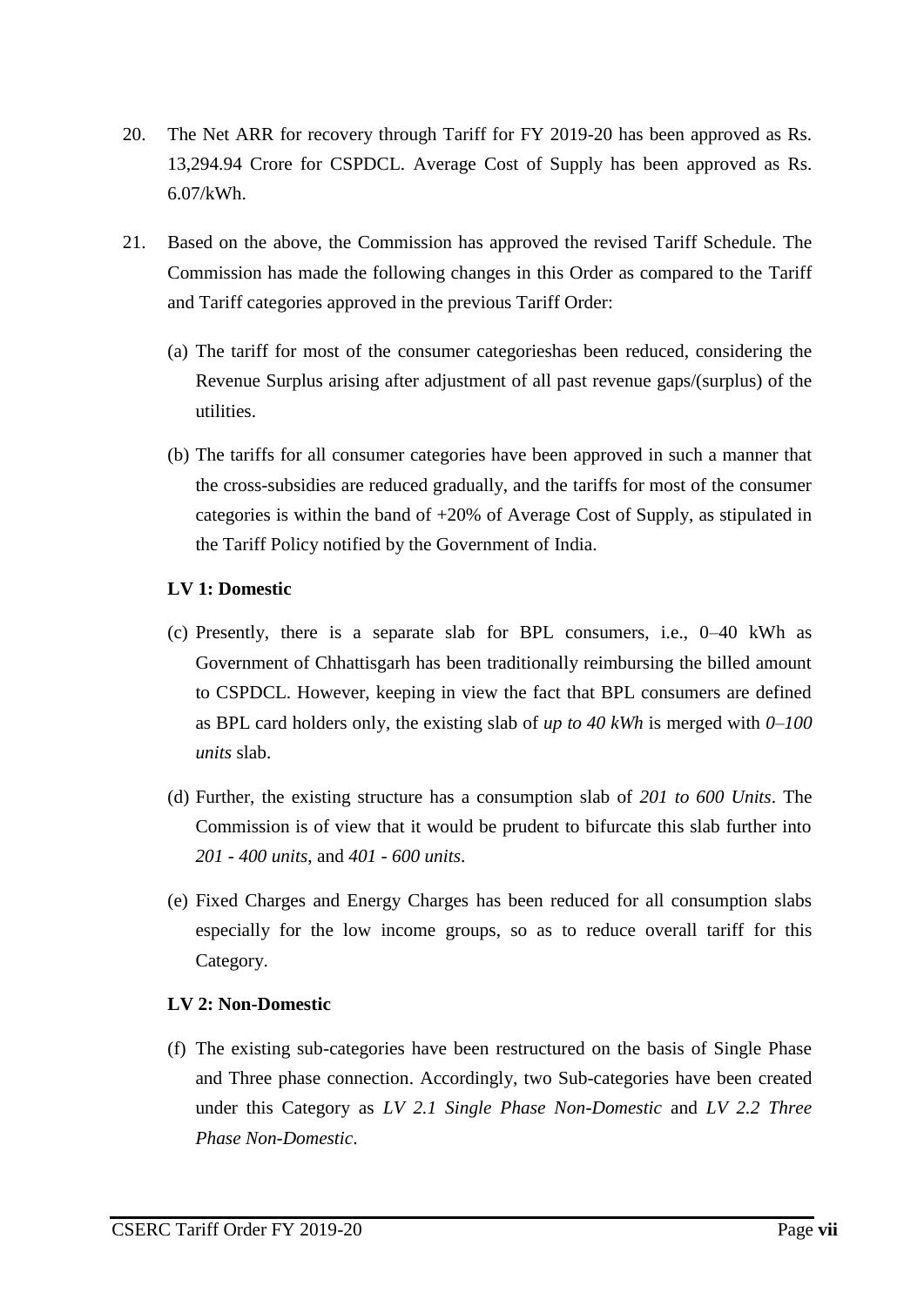20. The Net ARR for recovery through Tariff for FY 2019-20 has been approved as Rs. 13,294.94 Crore for CSPDCL. Average Cost of Supply has been approved as Rs. 6.07/kWh.

21. Based on the above, the Commission has approved the revised Tariff Schedule. The Commission has made the following changes in this Order as compared to the Tariff and Tariff categories approved in the previous Tariff Order:

    (a) The tariff for most of the consumer categorieshas been reduced, considering the Revenue Surplus arising after adjustment of all past revenue gaps/(surplus) of the utilities.

    (b) The tariffs for all consumer categories have been approved in such a manner that the cross-subsidies are reduced gradually, and the tariffs for most of the consumer categories is within the band of +20% of Average Cost of Supply, as stipulated in the Tariff Policy notified by the Government of India.

    **LV 1: Domestic**

    (c) Presently, there is a separate slab for BPL consumers, i.e., 0–40 kWh as Government of Chhattisgarh has been traditionally reimbursing the billed amount to CSPDCL. However, keeping in view the fact that BPL consumers are defined as BPL card holders only, the existing slab of *up to 40 kWh* is merged with *0–100 units* slab.

    (d) Further, the existing structure has a consumption slab of *201 to 600 Units*. The Commission is of view that it would be prudent to bifurcate this slab further into *201 - 400 units*, and *401 - 600 units*.

    (e) Fixed Charges and Energy Charges has been reduced for all consumption slabs especially for the low income groups, so as to reduce overall tariff for this Category.

    **LV 2: Non-Domestic**

    (f) The existing sub-categories have been restructured on the basis of Single Phase and Three phase connection. Accordingly, two Sub-categories have been created under this Category as *LV 2.1 Single Phase Non-Domestic* and *LV 2.2 Three Phase Non-Domestic*.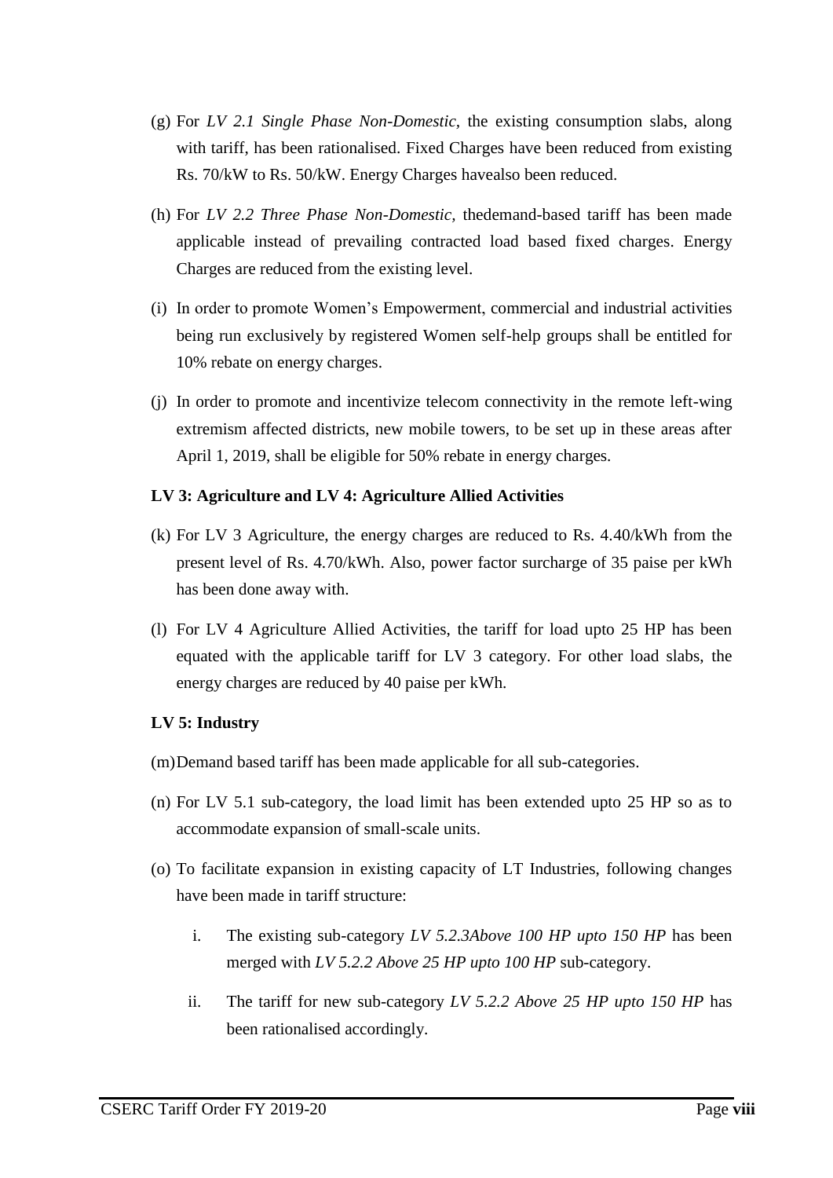(g) For *LV 2.1 Single Phase Non-Domestic*, the existing consumption slabs, along with tariff, has been rationalised. Fixed Charges have been reduced from existing Rs. 70/kW to Rs. 50/kW. Energy Charges havealso been reduced.

(h) For *LV 2.2 Three Phase Non-Domestic*, thedemand-based tariff has been made applicable instead of prevailing contracted load based fixed charges. Energy Charges are reduced from the existing level.

(i) In order to promote Women's Empowerment, commercial and industrial activities being run exclusively by registered Women self-help groups shall be entitled for 10% rebate on energy charges.

(j) In order to promote and incentivize telecom connectivity in the remote left-wing extremism affected districts, new mobile towers, to be set up in these areas after April 1, 2019, shall be eligible for 50% rebate in energy charges.

**LV 3: Agriculture and LV 4: Agriculture Allied Activities**

(k) For LV 3 Agriculture, the energy charges are reduced to Rs. 4.40/kWh from the present level of Rs. 4.70/kWh. Also, power factor surcharge of 35 paise per kWh has been done away with.

(l) For LV 4 Agriculture Allied Activities, the tariff for load upto 25 HP has been equated with the applicable tariff for LV 3 category. For other load slabs, the energy charges are reduced by 40 paise per kWh.

**LV 5: Industry**

(m) Demand based tariff has been made applicable for all sub-categories.

(n) For LV 5.1 sub-category, the load limit has been extended upto 25 HP so as to accommodate expansion of small-scale units.

(o) To facilitate expansion in existing capacity of LT Industries, following changes have been made in tariff structure:

  i. The existing sub-category *LV 5.2.3Above 100 HP upto 150 HP* has been merged with *LV 5.2.2 Above 25 HP upto 100 HP* sub-category.

  ii. The tariff for new sub-category *LV 5.2.2 Above 25 HP upto 150 HP* has been rationalised accordingly.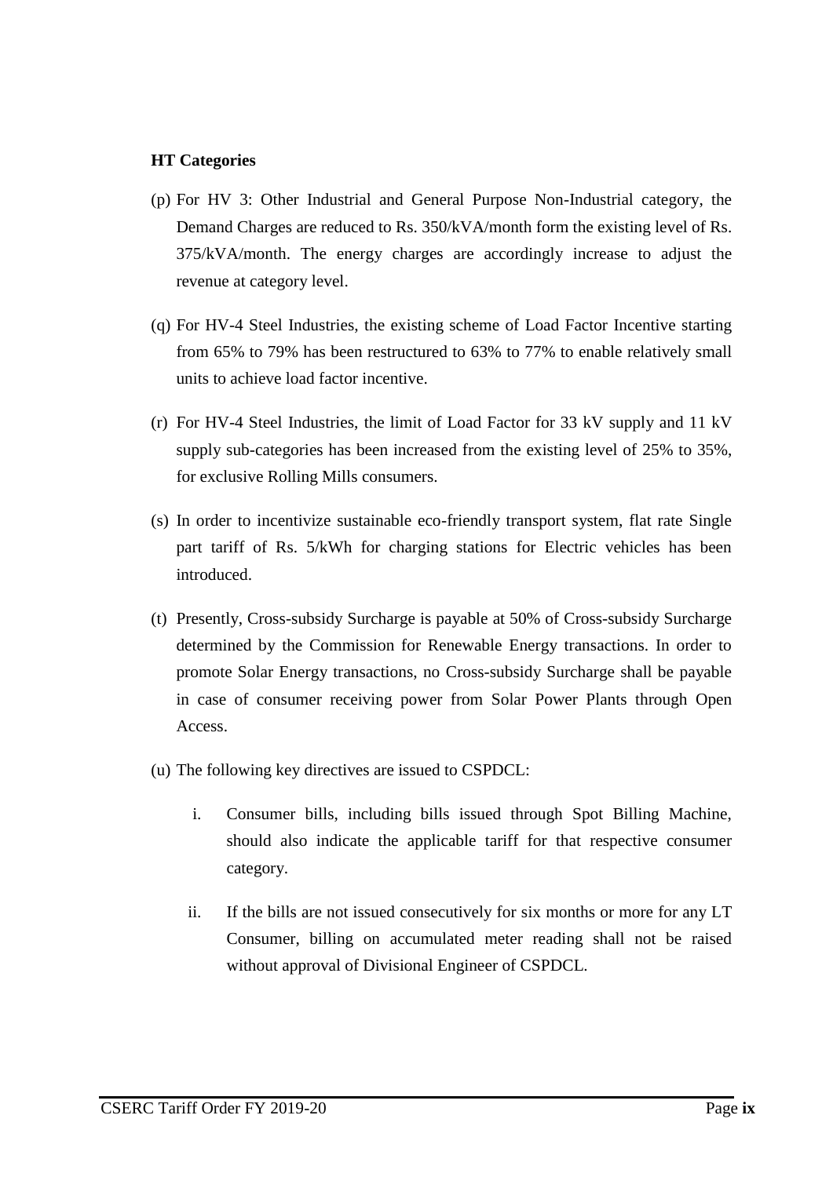**HT Categories**

(p) For HV 3: Other Industrial and General Purpose Non-Industrial category, the Demand Charges are reduced to Rs. 350/kVA/month form the existing level of Rs. 375/kVA/month. The energy charges are accordingly increase to adjust the revenue at category level.

(q) For HV-4 Steel Industries, the existing scheme of Load Factor Incentive starting from 65% to 79% has been restructured to 63% to 77% to enable relatively small units to achieve load factor incentive.

(r) For HV-4 Steel Industries, the limit of Load Factor for 33 kV supply and 11 kV supply sub-categories has been increased from the existing level of 25% to 35%, for exclusive Rolling Mills consumers.

(s) In order to incentivize sustainable eco-friendly transport system, flat rate Single part tariff of Rs. 5/kWh for charging stations for Electric vehicles has been introduced.

(t) Presently, Cross-subsidy Surcharge is payable at 50% of Cross-subsidy Surcharge determined by the Commission for Renewable Energy transactions. In order to promote Solar Energy transactions, no Cross-subsidy Surcharge shall be payable in case of consumer receiving power from Solar Power Plants through Open Access.

(u) The following key directives are issued to CSPDCL:

   i. Consumer bills, including bills issued through Spot Billing Machine, should also indicate the applicable tariff for that respective consumer category.

   ii. If the bills are not issued consecutively for six months or more for any LT Consumer, billing on accumulated meter reading shall not be raised without approval of Divisional Engineer of CSPDCL.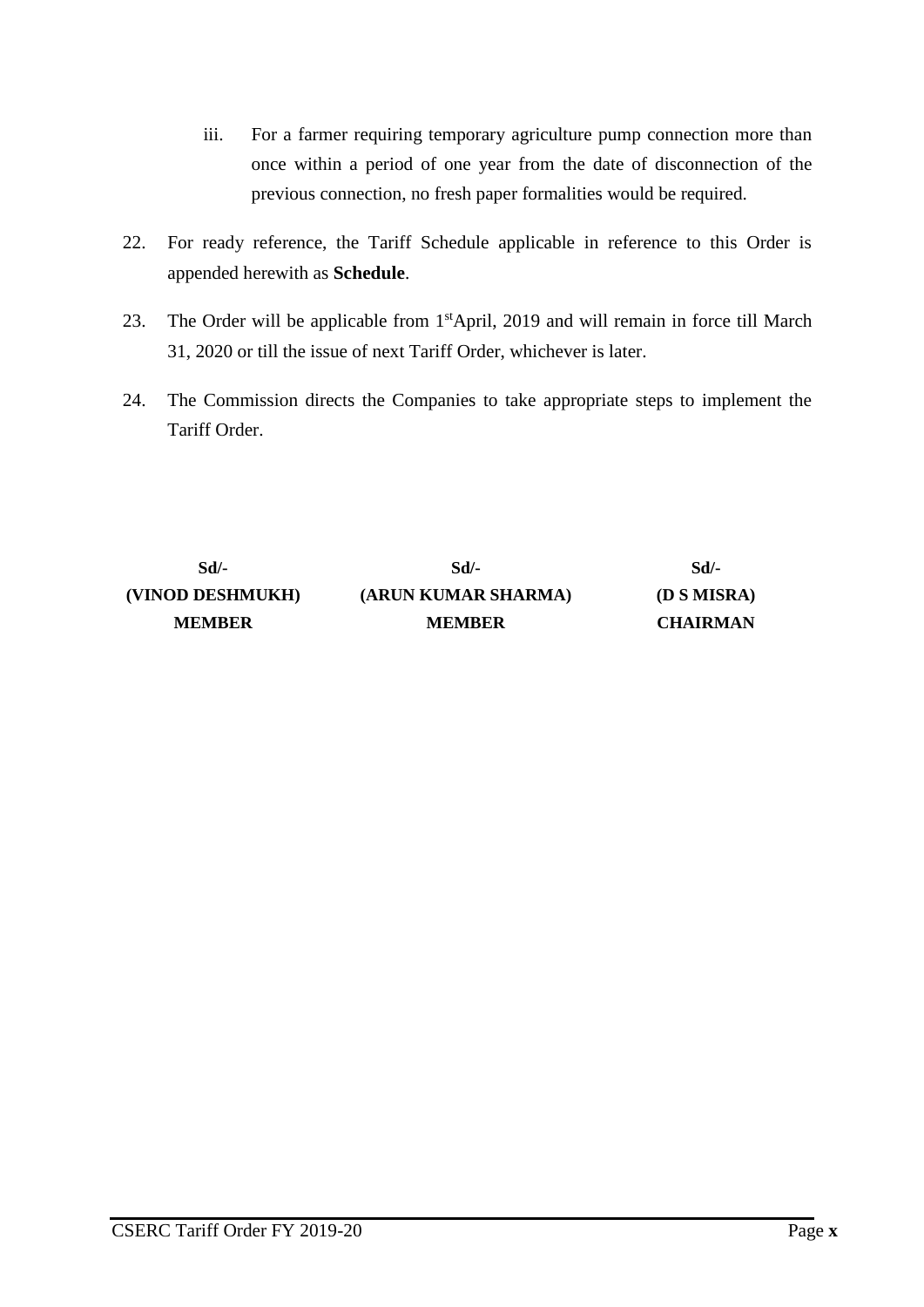iii. For a farmer requiring temporary agriculture pump connection more than once within a period of one year from the date of disconnection of the previous connection, no fresh paper formalities would be required.

22. For ready reference, the Tariff Schedule applicable in reference to this Order is appended herewith as **Schedule**.

23. The Order will be applicable from 1st April, 2019 and will remain in force till March 31, 2020 or till the issue of next Tariff Order, whichever is later.

24. The Commission directs the Companies to take appropriate steps to implement the Tariff Order.

| | | |
|---|---|---|
| **Sd/-** | **Sd/-** | **Sd/-** |
| **(VINOD DESHMUKH)** | **(ARUN KUMAR SHARMA)** | **(D S MISRA)** |
| **MEMBER** | **MEMBER** | **CHAIRMAN** |